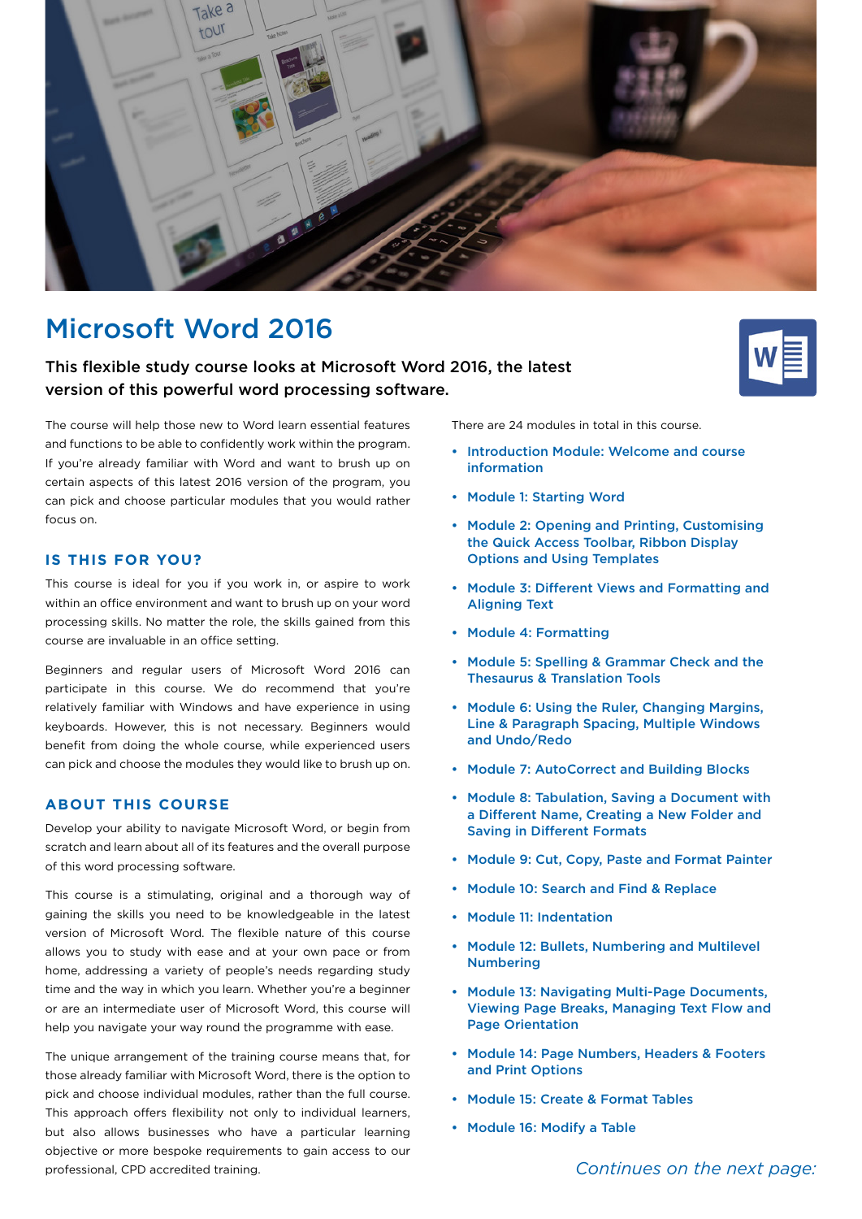# Microsoft Word 2016

**This flexible study course looks at Microsoft Word 2016, the latest version of this powerful word processing software.**

The course will help those new to Word learn essential features and functions to be able to confidently work within the program. If you're already familiar with Word and want to brush up on certain aspects of this latest 2016 version of the program, you can pick and choose particular modules that you would rather focus on.

## IS THIS FOR YOU?

This course is ideal for you if you work in, or aspire to work within an office environment and want to brush up on your word processing skills. No matter the role, the skills gained from this course are invaluable in an office setting.

Beginners and regular users of Microsoft Word 2016 can participate in this course. We do recommend that you're relatively familiar with Windows and have experience in using keyboards. However, this is not necessary. Beginners would benefit from doing the whole course, while experienced users can pick and choose the modules they would like to brush up on.

## ABOUT THIS COURSE

Develop your ability to navigate Microsoft Word, or begin from scratch and learn about all of its features and the overall purpose of this word processing software.

This course is a stimulating, original and a thorough way of gaining the skills you need to be knowledgeable in the latest version of Microsoft Word. The flexible nature of this course allows you to study with ease and at your own pace or from home, addressing a variety of people's needs regarding study time and the way in which you learn. Whether you're a beginner or are an intermediate user of Microsoft Word, this course will help you navigate your way round the programme with ease.

The unique arrangement of the training course means that, for those already familiar with Microsoft Word, there is the option to pick and choose individual modules, rather than the full course. This approach offers flexibility not only to individual learners, but also allows businesses who have a particular learning objective or more bespoke requirements to gain access to our professional, CPD accredited training.

There are 24 modules in total in this course.

- Introduction Module: Welcome and course information
- Module 1: Starting Word
- Module 2: Opening and Printing, Customising the Quick Access Toolbar, Ribbon Display Options and Using Templates
- Module 3: Different Views and Formatting and Aligning Text
- Module 4: Formatting
- Module 5: Spelling & Grammar Check and the Thesaurus & Translation Tools
- Module 6: Using the Ruler, Changing Margins, Line & Paragraph Spacing, Multiple Windows and Undo/Redo
- Module 7: AutoCorrect and Building Blocks
- Module 8: Tabulation, Saving a Document with a Different Name, Creating a New Folder and Saving in Different Formats
- Module 9: Cut, Copy, Paste and Format Painter
- Module 10: Search and Find & Replace
- Module 11: Indentation
- Module 12: Bullets, Numbering and Multilevel Numbering
- Module 13: Navigating Multi-Page Documents, Viewing Page Breaks, Managing Text Flow and Page Orientation
- Module 14: Page Numbers, Headers & Footers and Print Options
- Module 15: Create & Format Tables
- Module 16: Modify a Table

*Continues on the next page:*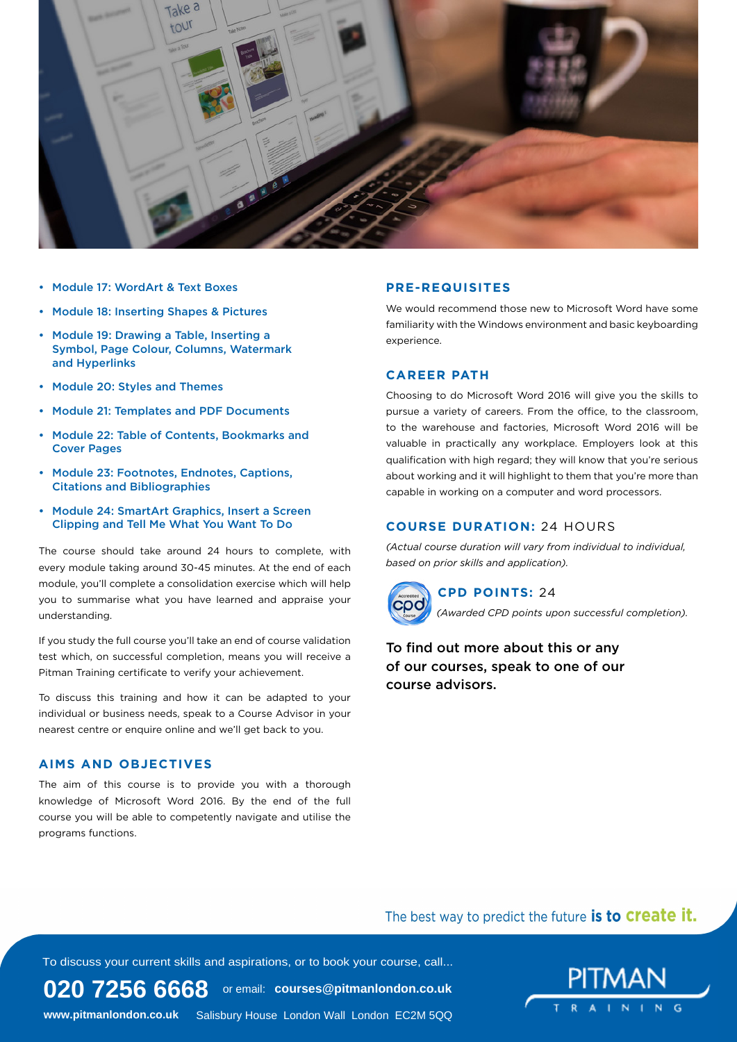- Module 17: WordArt & Text Boxes
- Module 18: Inserting Shapes & Pictures
- Module 19: Drawing a Table, Inserting a Symbol, Page Colour, Columns, Watermark and Hyperlinks
- Module 20: Styles and Themes
- Module 21: Templates and PDF Documents
- Module 22: Table of Contents, Bookmarks and Cover Pages
- Module 23: Footnotes, Endnotes, Captions, Citations and Bibliographies
- Module 24: SmartArt Graphics, Insert a Screen Clipping and Tell Me What You Want To Do

The course should take around 24 hours to complete, with every module taking around 30-45 minutes. At the end of each module, you'll complete a consolidation exercise which will help you to summarise what you have learned and appraise your understanding.

If you study the full course you'll take an end of course validation test which, on successful completion, means you will receive a Pitman Training certificate to verify your achievement.

To discuss this training and how it can be adapted to your individual or business needs, speak to a Course Advisor in your nearest centre or enquire online and we'll get back to you.

## AIMS AND OBJECTIVES

The aim of this course is to provide you with a thorough knowledge of Microsoft Word 2016. By the end of the full course you will be able to competently navigate and utilise the programs functions.

## PRE-REQUISITES

We would recommend those new to Microsoft Word have some familiarity with the Windows environment and basic keyboarding experience.

## CAREER PATH

Choosing to do Microsoft Word 2016 will give you the skills to pursue a variety of careers. From the office, to the classroom, to the warehouse and factories, Microsoft Word 2016 will be valuable in practically any workplace. Employers look at this qualification with high regard; they will know that you're serious about working and it will highlight to them that you're more than capable in working on a computer and word processors.

## COURSE DURATION: 24 HOURS

*(Actual course duration will vary from individual to individual, based on prior skills and application).*

## CPD POINTS: 24

*(Awarded CPD points upon successful completion).*

**To find out more about this or any of our courses, speak to one of our course advisors.**

The best way to predict the future **is to create it.**

To discuss your current skills and aspirations, or to book your course, call...

**020 7256 6668** or email: **courses@pitmanlondon.co.uk**

**www.pitmanlondon.co.uk** Salisbury House London Wall London EC2M 5QQ

PITMAN TRAINING